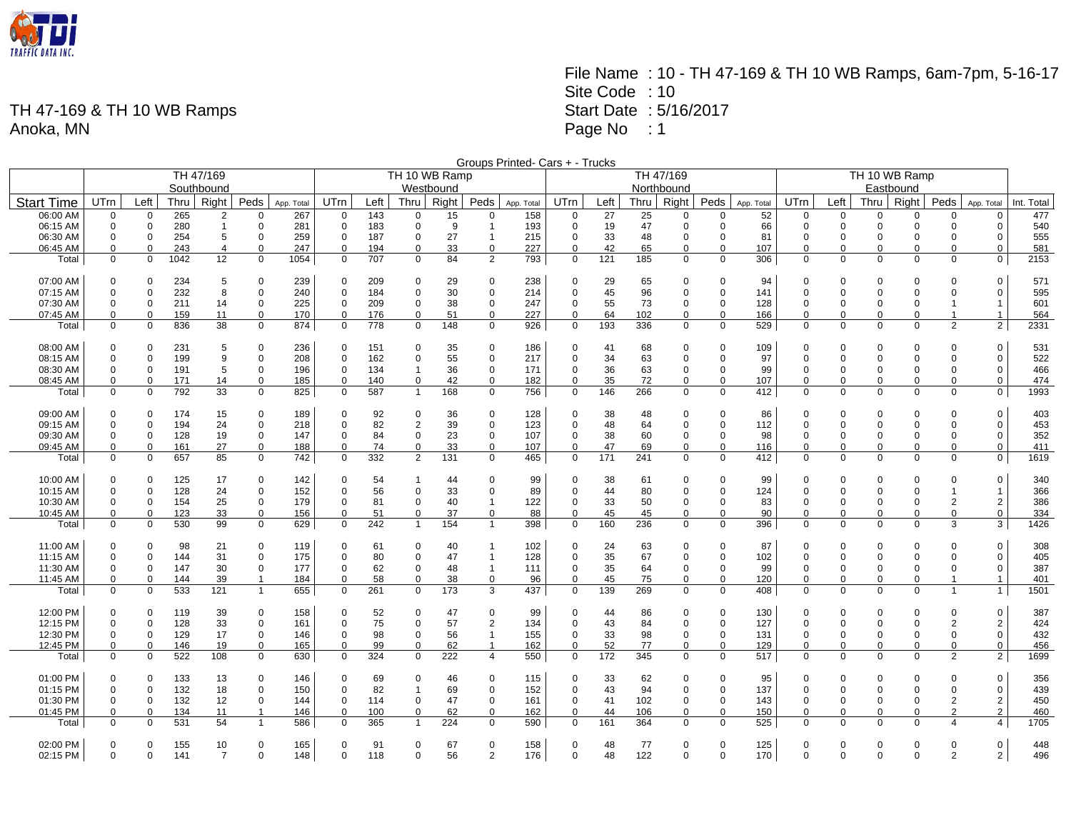TH 47-169 & TH 10 WB Ramps
Anoka, MN

File Name : 10 - TH 47-169 & TH 10 WB Ramps, 6am-7pm, 5-16-17
Site Code : 10
Start Date : 5/16/2017
Page No : 1

Groups Printed- Cars + - Trucks

| | TH 47/169 Southbound | | | | | | TH 10 WB Ramp Westbound | | | | | | TH 47/169 Northbound | | | | | | TH 10 WB Ramp Eastbound | | | | | | |
|---|---|---|---|---|---|---|---|---|---|---|---|---|---|---|---|---|---|---|---|---|---|---|---|---|---|
| Start Time | UTrn | Left | Thru | Right | Peds | App. Total | UTrn | Left | Thru | Right | Peds | App. Total | UTrn | Left | Thru | Right | Peds | App. Total | UTrn | Left | Thru | Right | Peds | App. Total | Int. Total |
| 06:00 AM | 0 | 0 | 265 | 2 | 0 | 267 | 0 | 143 | 0 | 15 | 0 | 158 | 0 | 27 | 25 | 0 | 0 | 52 | 0 | 0 | 0 | 0 | 0 | 0 | 477 |
| 06:15 AM | 0 | 0 | 280 | 1 | 0 | 281 | 0 | 183 | 0 | 9 | 1 | 193 | 0 | 19 | 47 | 0 | 0 | 66 | 0 | 0 | 0 | 0 | 0 | 0 | 540 |
| 06:30 AM | 0 | 0 | 254 | 5 | 0 | 259 | 0 | 187 | 0 | 27 | 1 | 215 | 0 | 33 | 48 | 0 | 0 | 81 | 0 | 0 | 0 | 0 | 0 | 0 | 555 |
| 06:45 AM | 0 | 0 | 243 | 4 | 0 | 247 | 0 | 194 | 0 | 33 | 0 | 227 | 0 | 42 | 65 | 0 | 0 | 107 | 0 | 0 | 0 | 0 | 0 | 0 | 581 |
| Total | 0 | 0 | 1042 | 12 | 0 | 1054 | 0 | 707 | 0 | 84 | 2 | 793 | 0 | 121 | 185 | 0 | 0 | 306 | 0 | 0 | 0 | 0 | 0 | 0 | 2153 |
| | | | | | | | | | | | | | | | | | | | | | | | | | |
| 07:00 AM | 0 | 0 | 234 | 5 | 0 | 239 | 0 | 209 | 0 | 29 | 0 | 238 | 0 | 29 | 65 | 0 | 0 | 94 | 0 | 0 | 0 | 0 | 0 | 0 | 571 |
| 07:15 AM | 0 | 0 | 232 | 8 | 0 | 240 | 0 | 184 | 0 | 30 | 0 | 214 | 0 | 45 | 96 | 0 | 0 | 141 | 0 | 0 | 0 | 0 | 0 | 0 | 595 |
| 07:30 AM | 0 | 0 | 211 | 14 | 0 | 225 | 0 | 209 | 0 | 38 | 0 | 247 | 0 | 55 | 73 | 0 | 0 | 128 | 0 | 0 | 0 | 0 | 1 | 1 | 601 |
| 07:45 AM | 0 | 0 | 159 | 11 | 0 | 170 | 0 | 176 | 0 | 51 | 0 | 227 | 0 | 64 | 102 | 0 | 0 | 166 | 0 | 0 | 0 | 0 | 1 | 1 | 564 |
| Total | 0 | 0 | 836 | 38 | 0 | 874 | 0 | 778 | 0 | 148 | 0 | 926 | 0 | 193 | 336 | 0 | 0 | 529 | 0 | 0 | 0 | 0 | 2 | 2 | 2331 |
| | | | | | | | | | | | | | | | | | | | | | | | | | |
| 08:00 AM | 0 | 0 | 231 | 5 | 0 | 236 | 0 | 151 | 0 | 35 | 0 | 186 | 0 | 41 | 68 | 0 | 0 | 109 | 0 | 0 | 0 | 0 | 0 | 0 | 531 |
| 08:15 AM | 0 | 0 | 199 | 9 | 0 | 208 | 0 | 162 | 0 | 55 | 0 | 217 | 0 | 34 | 63 | 0 | 0 | 97 | 0 | 0 | 0 | 0 | 0 | 0 | 522 |
| 08:30 AM | 0 | 0 | 191 | 5 | 0 | 196 | 0 | 134 | 1 | 36 | 0 | 171 | 0 | 36 | 63 | 0 | 0 | 99 | 0 | 0 | 0 | 0 | 0 | 0 | 466 |
| 08:45 AM | 0 | 0 | 171 | 14 | 0 | 185 | 0 | 140 | 0 | 42 | 0 | 182 | 0 | 35 | 72 | 0 | 0 | 107 | 0 | 0 | 0 | 0 | 0 | 0 | 474 |
| Total | 0 | 0 | 792 | 33 | 0 | 825 | 0 | 587 | 1 | 168 | 0 | 756 | 0 | 146 | 266 | 0 | 0 | 412 | 0 | 0 | 0 | 0 | 0 | 0 | 1993 |
| | | | | | | | | | | | | | | | | | | | | | | | | | |
| 09:00 AM | 0 | 0 | 174 | 15 | 0 | 189 | 0 | 92 | 0 | 36 | 0 | 128 | 0 | 38 | 48 | 0 | 0 | 86 | 0 | 0 | 0 | 0 | 0 | 0 | 403 |
| 09:15 AM | 0 | 0 | 194 | 24 | 0 | 218 | 0 | 82 | 2 | 39 | 0 | 123 | 0 | 48 | 64 | 0 | 0 | 112 | 0 | 0 | 0 | 0 | 0 | 0 | 453 |
| 09:30 AM | 0 | 0 | 128 | 19 | 0 | 147 | 0 | 84 | 0 | 23 | 0 | 107 | 0 | 38 | 60 | 0 | 0 | 98 | 0 | 0 | 0 | 0 | 0 | 0 | 352 |
| 09:45 AM | 0 | 0 | 161 | 27 | 0 | 188 | 0 | 74 | 0 | 33 | 0 | 107 | 0 | 47 | 69 | 0 | 0 | 116 | 0 | 0 | 0 | 0 | 0 | 0 | 411 |
| Total | 0 | 0 | 657 | 85 | 0 | 742 | 0 | 332 | 2 | 131 | 0 | 465 | 0 | 171 | 241 | 0 | 0 | 412 | 0 | 0 | 0 | 0 | 0 | 0 | 1619 |
| | | | | | | | | | | | | | | | | | | | | | | | | | |
| 10:00 AM | 0 | 0 | 125 | 17 | 0 | 142 | 0 | 54 | 1 | 44 | 0 | 99 | 0 | 38 | 61 | 0 | 0 | 99 | 0 | 0 | 0 | 0 | 0 | 0 | 340 |
| 10:15 AM | 0 | 0 | 128 | 24 | 0 | 152 | 0 | 56 | 0 | 33 | 0 | 89 | 0 | 44 | 80 | 0 | 0 | 124 | 0 | 0 | 0 | 0 | 1 | 1 | 366 |
| 10:30 AM | 0 | 0 | 154 | 25 | 0 | 179 | 0 | 81 | 0 | 40 | 1 | 122 | 0 | 33 | 50 | 0 | 0 | 83 | 0 | 0 | 0 | 0 | 2 | 2 | 386 |
| 10:45 AM | 0 | 0 | 123 | 33 | 0 | 156 | 0 | 51 | 0 | 37 | 0 | 88 | 0 | 45 | 45 | 0 | 0 | 90 | 0 | 0 | 0 | 0 | 0 | 0 | 334 |
| Total | 0 | 0 | 530 | 99 | 0 | 629 | 0 | 242 | 1 | 154 | 1 | 398 | 0 | 160 | 236 | 0 | 0 | 396 | 0 | 0 | 0 | 0 | 3 | 3 | 1426 |
| | | | | | | | | | | | | | | | | | | | | | | | | | |
| 11:00 AM | 0 | 0 | 98 | 21 | 0 | 119 | 0 | 61 | 0 | 40 | 1 | 102 | 0 | 24 | 63 | 0 | 0 | 87 | 0 | 0 | 0 | 0 | 0 | 0 | 308 |
| 11:15 AM | 0 | 0 | 144 | 31 | 0 | 175 | 0 | 80 | 0 | 47 | 1 | 128 | 0 | 35 | 67 | 0 | 0 | 102 | 0 | 0 | 0 | 0 | 0 | 0 | 405 |
| 11:30 AM | 0 | 0 | 147 | 30 | 0 | 177 | 0 | 62 | 0 | 48 | 1 | 111 | 0 | 35 | 64 | 0 | 0 | 99 | 0 | 0 | 0 | 0 | 0 | 0 | 387 |
| 11:45 AM | 0 | 0 | 144 | 39 | 1 | 184 | 0 | 58 | 0 | 38 | 0 | 96 | 0 | 45 | 75 | 0 | 0 | 120 | 0 | 0 | 0 | 0 | 1 | 1 | 401 |
| Total | 0 | 0 | 533 | 121 | 1 | 655 | 0 | 261 | 0 | 173 | 3 | 437 | 0 | 139 | 269 | 0 | 0 | 408 | 0 | 0 | 0 | 0 | 1 | 1 | 1501 |
| | | | | | | | | | | | | | | | | | | | | | | | | | |
| 12:00 PM | 0 | 0 | 119 | 39 | 0 | 158 | 0 | 52 | 0 | 47 | 0 | 99 | 0 | 44 | 86 | 0 | 0 | 130 | 0 | 0 | 0 | 0 | 0 | 0 | 387 |
| 12:15 PM | 0 | 0 | 128 | 33 | 0 | 161 | 0 | 75 | 0 | 57 | 2 | 134 | 0 | 43 | 84 | 0 | 0 | 127 | 0 | 0 | 0 | 0 | 2 | 2 | 424 |
| 12:30 PM | 0 | 0 | 129 | 17 | 0 | 146 | 0 | 98 | 0 | 56 | 1 | 155 | 0 | 33 | 98 | 0 | 0 | 131 | 0 | 0 | 0 | 0 | 0 | 0 | 432 |
| 12:45 PM | 0 | 0 | 146 | 19 | 0 | 165 | 0 | 99 | 0 | 62 | 1 | 162 | 0 | 52 | 77 | 0 | 0 | 129 | 0 | 0 | 0 | 0 | 0 | 0 | 456 |
| Total | 0 | 0 | 522 | 108 | 0 | 630 | 0 | 324 | 0 | 222 | 4 | 550 | 0 | 172 | 345 | 0 | 0 | 517 | 0 | 0 | 0 | 0 | 2 | 2 | 1699 |
| | | | | | | | | | | | | | | | | | | | | | | | | | |
| 01:00 PM | 0 | 0 | 133 | 13 | 0 | 146 | 0 | 69 | 0 | 46 | 0 | 115 | 0 | 33 | 62 | 0 | 0 | 95 | 0 | 0 | 0 | 0 | 0 | 0 | 356 |
| 01:15 PM | 0 | 0 | 132 | 18 | 0 | 150 | 0 | 82 | 1 | 69 | 0 | 152 | 0 | 43 | 94 | 0 | 0 | 137 | 0 | 0 | 0 | 0 | 0 | 0 | 439 |
| 01:30 PM | 0 | 0 | 132 | 12 | 0 | 144 | 0 | 114 | 0 | 47 | 0 | 161 | 0 | 41 | 102 | 0 | 0 | 143 | 0 | 0 | 0 | 0 | 2 | 2 | 450 |
| 01:45 PM | 0 | 0 | 134 | 11 | 1 | 146 | 0 | 100 | 0 | 62 | 0 | 162 | 0 | 44 | 106 | 0 | 0 | 150 | 0 | 0 | 0 | 0 | 2 | 2 | 460 |
| Total | 0 | 0 | 531 | 54 | 1 | 586 | 0 | 365 | 1 | 224 | 0 | 590 | 0 | 161 | 364 | 0 | 0 | 525 | 0 | 0 | 0 | 0 | 4 | 4 | 1705 |
| | | | | | | | | | | | | | | | | | | | | | | | | | |
| 02:00 PM | 0 | 0 | 155 | 10 | 0 | 165 | 0 | 91 | 0 | 67 | 0 | 158 | 0 | 48 | 77 | 0 | 0 | 125 | 0 | 0 | 0 | 0 | 0 | 0 | 448 |
| 02:15 PM | 0 | 0 | 141 | 7 | 0 | 148 | 0 | 118 | 0 | 56 | 2 | 176 | 0 | 48 | 122 | 0 | 0 | 170 | 0 | 0 | 0 | 0 | 2 | 2 | 496 |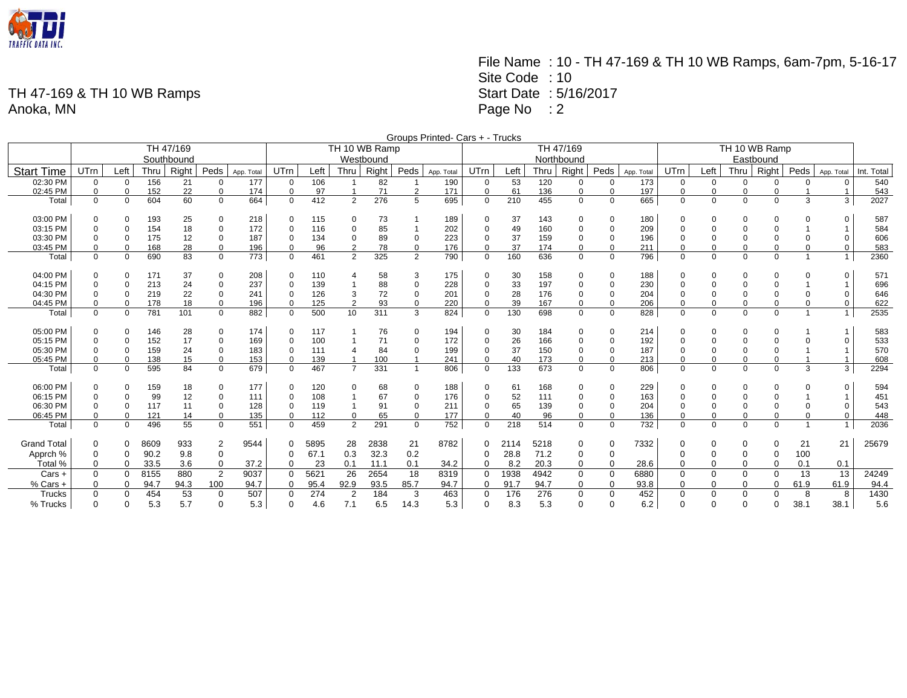TH 47-169 & TH 10 WB Ramps
Anoka, MN

File Name : 10 - TH 47-169 & TH 10 WB Ramps, 6am-7pm, 5-16-17
Site Code : 10
Start Date : 5/16/2017
Page No : 2

Groups Printed- Cars + - Trucks

| | TH 47/169 Southbound | | | | | | TH 10 WB Ramp Westbound | | | | | | TH 47/169 Northbound | | | | | | TH 10 WB Ramp Eastbound | | | | | | |
|---|---|---|---|---|---|---|---|---|---|---|---|---|---|---|---|---|---|---|---|---|---|---|---|---|---|
| Start Time | UTrn | Left | Thru | Right | Peds | App. Total | UTrn | Left | Thru | Right | Peds | App. Total | UTrn | Left | Thru | Right | Peds | App. Total | UTrn | Left | Thru | Right | Peds | App. Total | Int. Total |
| 02:30 PM | 0 | 0 | 156 | 21 | 0 | 177 | 0 | 106 | 1 | 82 | 1 | 190 | 0 | 53 | 120 | 0 | 0 | 173 | 0 | 0 | 0 | 0 | 0 | 0 | 540 |
| 02:45 PM | 0 | 0 | 152 | 22 | 0 | 174 | 0 | 97 | 1 | 71 | 2 | 171 | 0 | 61 | 136 | 0 | 0 | 197 | 0 | 0 | 0 | 0 | 1 | 1 | 543 |
| Total | 0 | 0 | 604 | 60 | 0 | 664 | 0 | 412 | 2 | 276 | 5 | 695 | 0 | 210 | 455 | 0 | 0 | 665 | 0 | 0 | 0 | 0 | 3 | 3 | 2027 |
| 03:00 PM | 0 | 0 | 193 | 25 | 0 | 218 | 0 | 115 | 0 | 73 | 1 | 189 | 0 | 37 | 143 | 0 | 0 | 180 | 0 | 0 | 0 | 0 | 0 | 0 | 587 |
| 03:15 PM | 0 | 0 | 154 | 18 | 0 | 172 | 0 | 116 | 0 | 85 | 1 | 202 | 0 | 49 | 160 | 0 | 0 | 209 | 0 | 0 | 0 | 0 | 1 | 1 | 584 |
| 03:30 PM | 0 | 0 | 175 | 12 | 0 | 187 | 0 | 134 | 0 | 89 | 0 | 223 | 0 | 37 | 159 | 0 | 0 | 196 | 0 | 0 | 0 | 0 | 0 | 0 | 606 |
| 03:45 PM | 0 | 0 | 168 | 28 | 0 | 196 | 0 | 96 | 2 | 78 | 0 | 176 | 0 | 37 | 174 | 0 | 0 | 211 | 0 | 0 | 0 | 0 | 0 | 0 | 583 |
| Total | 0 | 0 | 690 | 83 | 0 | 773 | 0 | 461 | 2 | 325 | 2 | 790 | 0 | 160 | 636 | 0 | 0 | 796 | 0 | 0 | 0 | 0 | 1 | 1 | 2360 |
| 04:00 PM | 0 | 0 | 171 | 37 | 0 | 208 | 0 | 110 | 4 | 58 | 3 | 175 | 0 | 30 | 158 | 0 | 0 | 188 | 0 | 0 | 0 | 0 | 0 | 0 | 571 |
| 04:15 PM | 0 | 0 | 213 | 24 | 0 | 237 | 0 | 139 | 1 | 88 | 0 | 228 | 0 | 33 | 197 | 0 | 0 | 230 | 0 | 0 | 0 | 0 | 1 | 1 | 696 |
| 04:30 PM | 0 | 0 | 219 | 22 | 0 | 241 | 0 | 126 | 3 | 72 | 0 | 201 | 0 | 28 | 176 | 0 | 0 | 204 | 0 | 0 | 0 | 0 | 0 | 0 | 646 |
| 04:45 PM | 0 | 0 | 178 | 18 | 0 | 196 | 0 | 125 | 2 | 93 | 0 | 220 | 0 | 39 | 167 | 0 | 0 | 206 | 0 | 0 | 0 | 0 | 0 | 0 | 622 |
| Total | 0 | 0 | 781 | 101 | 0 | 882 | 0 | 500 | 10 | 311 | 3 | 824 | 0 | 130 | 698 | 0 | 0 | 828 | 0 | 0 | 0 | 0 | 1 | 1 | 2535 |
| 05:00 PM | 0 | 0 | 146 | 28 | 0 | 174 | 0 | 117 | 1 | 76 | 0 | 194 | 0 | 30 | 184 | 0 | 0 | 214 | 0 | 0 | 0 | 0 | 1 | 1 | 583 |
| 05:15 PM | 0 | 0 | 152 | 17 | 0 | 169 | 0 | 100 | 1 | 71 | 0 | 172 | 0 | 26 | 166 | 0 | 0 | 192 | 0 | 0 | 0 | 0 | 0 | 0 | 533 |
| 05:30 PM | 0 | 0 | 159 | 24 | 0 | 183 | 0 | 111 | 4 | 84 | 0 | 199 | 0 | 37 | 150 | 0 | 0 | 187 | 0 | 0 | 0 | 0 | 1 | 1 | 570 |
| 05:45 PM | 0 | 0 | 138 | 15 | 0 | 153 | 0 | 139 | 1 | 100 | 1 | 241 | 0 | 40 | 173 | 0 | 0 | 213 | 0 | 0 | 0 | 0 | 1 | 1 | 608 |
| Total | 0 | 0 | 595 | 84 | 0 | 679 | 0 | 467 | 7 | 331 | 1 | 806 | 0 | 133 | 673 | 0 | 0 | 806 | 0 | 0 | 0 | 0 | 3 | 3 | 2294 |
| 06:00 PM | 0 | 0 | 159 | 18 | 0 | 177 | 0 | 120 | 0 | 68 | 0 | 188 | 0 | 61 | 168 | 0 | 0 | 229 | 0 | 0 | 0 | 0 | 0 | 0 | 594 |
| 06:15 PM | 0 | 0 | 99 | 12 | 0 | 111 | 0 | 108 | 1 | 67 | 0 | 176 | 0 | 52 | 111 | 0 | 0 | 163 | 0 | 0 | 0 | 0 | 1 | 1 | 451 |
| 06:30 PM | 0 | 0 | 117 | 11 | 0 | 128 | 0 | 119 | 1 | 91 | 0 | 211 | 0 | 65 | 139 | 0 | 0 | 204 | 0 | 0 | 0 | 0 | 0 | 0 | 543 |
| 06:45 PM | 0 | 0 | 121 | 14 | 0 | 135 | 0 | 112 | 0 | 65 | 0 | 177 | 0 | 40 | 96 | 0 | 0 | 136 | 0 | 0 | 0 | 0 | 0 | 0 | 448 |
| Total | 0 | 0 | 496 | 55 | 0 | 551 | 0 | 459 | 2 | 291 | 0 | 752 | 0 | 218 | 514 | 0 | 0 | 732 | 0 | 0 | 0 | 0 | 1 | 1 | 2036 |
| Grand Total | 0 | 0 | 8609 | 933 | 2 | 9544 | 0 | 5895 | 28 | 2838 | 21 | 8782 | 0 | 2114 | 5218 | 0 | 0 | 7332 | 0 | 0 | 0 | 0 | 21 | 21 | 25679 |
| Apprch % | 0 | 0 | 90.2 | 9.8 | 0 | | 0 | 67.1 | 0.3 | 32.3 | 0.2 | | 0 | 28.8 | 71.2 | 0 | 0 | | 0 | 0 | 0 | 0 | 100 | | |
| Total % | 0 | 0 | 33.5 | 3.6 | 0 | 37.2 | 0 | 23 | 0.1 | 11.1 | 0.1 | 34.2 | 0 | 8.2 | 20.3 | 0 | 0 | 28.6 | 0 | 0 | 0 | 0 | 0.1 | 0.1 | |
| Cars + | 0 | 0 | 8155 | 880 | 2 | 9037 | 0 | 5621 | 26 | 2654 | 18 | 8319 | 0 | 1938 | 4942 | 0 | 0 | 6880 | 0 | 0 | 0 | 0 | 13 | 13 | 24249 |
| % Cars + | 0 | 0 | 94.7 | 94.3 | 100 | 94.7 | 0 | 95.4 | 92.9 | 93.5 | 85.7 | 94.7 | 0 | 91.7 | 94.7 | 0 | 0 | 93.8 | 0 | 0 | 0 | 0 | 61.9 | 61.9 | 94.4 |
| Trucks | 0 | 0 | 454 | 53 | 0 | 507 | 0 | 274 | 2 | 184 | 3 | 463 | 0 | 176 | 276 | 0 | 0 | 452 | 0 | 0 | 0 | 0 | 8 | 8 | 1430 |
| % Trucks | 0 | 0 | 5.3 | 5.7 | 0 | 5.3 | 0 | 4.6 | 7.1 | 6.5 | 14.3 | 5.3 | 0 | 8.3 | 5.3 | 0 | 0 | 6.2 | 0 | 0 | 0 | 0 | 38.1 | 38.1 | 5.6 |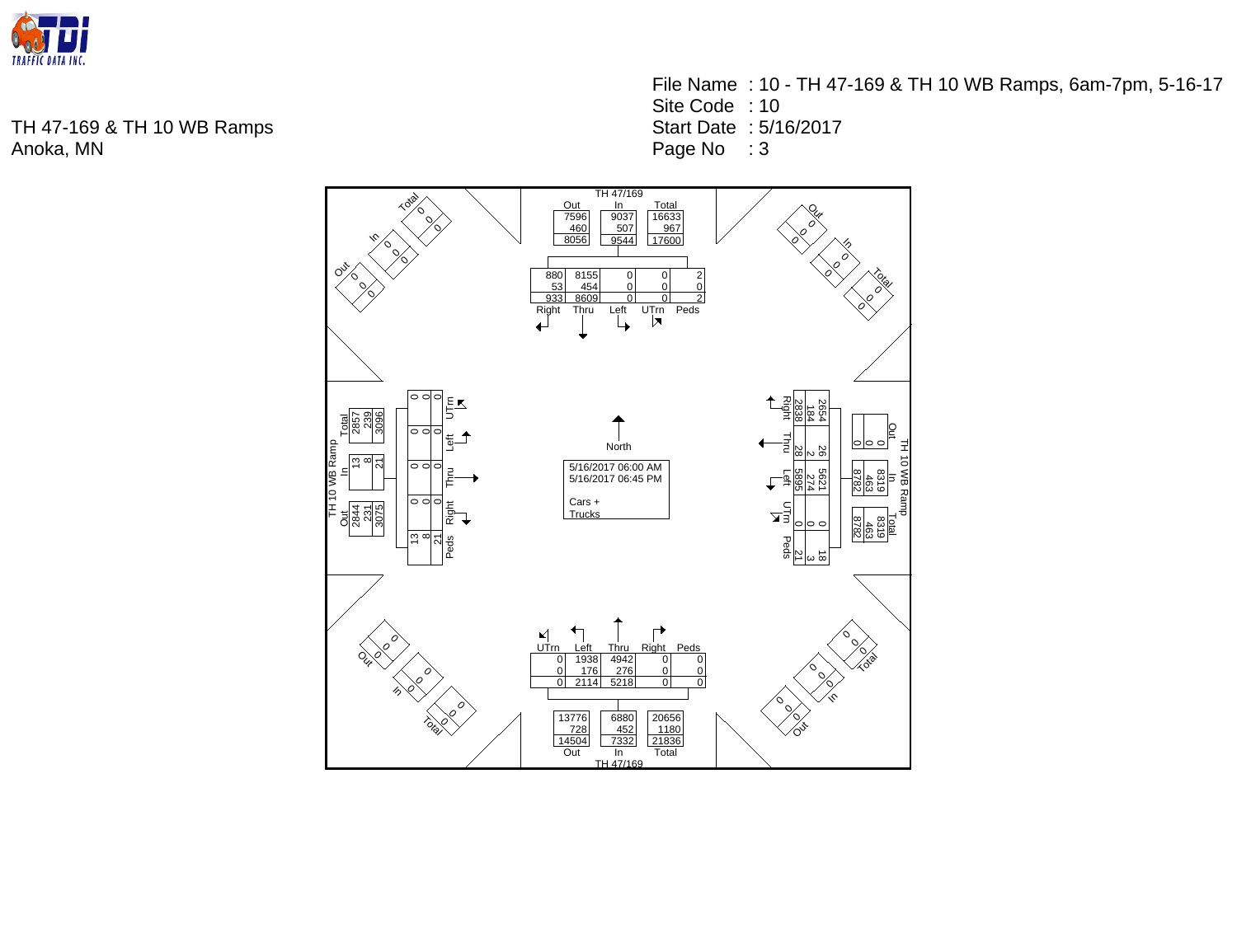TH 47-169 & TH 10 WB Ramps
Anoka, MN

File Name : 10 - TH 47-169 & TH 10 WB Ramps, 6am-7pm, 5-16-17
Site Code : 10
Start Date : 5/16/2017
Page No : 3

5/16/2017 06:00 AM
5/16/2017 06:45 PM

Cars +
Trucks

North

**TH 47/169 (Northern approach, southbound)**

| | Out | In | Total |
|---|---|---|---|
| | 7596 | 9037 | 16633 |
| | 460 | 507 | 967 |
| | 8056 | 9544 | 17600 |

| | Right | Thru | Left | UTrn | Peds |
|---|---|---|---|---|---|
| | 880 | 8155 | 0 | 0 | 2 |
| | 53 | 454 | 0 | 0 | 0 |
| | 933 | 8609 | 0 | 0 | 2 |

**TH 10 WB Ramp (Western approach, eastbound)**

| | Out | In | Total |
|---|---|---|---|
| | 2844 | 13 | 2857 |
| | 231 | 8 | 239 |
| | 3075 | 21 | 3096 |

| | UTrn | Left | Thru | Right | Peds |
|---|---|---|---|---|---|
| | 0 | 0 | 0 | 0 | 13 |
| | 0 | 0 | 0 | 0 | 8 |
| | 0 | 0 | 0 | 0 | 21 |

**TH 10 WB Ramp (Eastern approach, westbound)**

| | Out | In | Total |
|---|---|---|---|
| | 0 | 8319 | 8319 |
| | 0 | 463 | 463 |
| | 0 | 8782 | 8782 |

| | Right | Thru | Left | UTrn | Peds |
|---|---|---|---|---|---|
| | 2654 | 26 | 5621 | 0 | 18 |
| | 184 | 2 | 274 | 0 | 3 |
| | 2838 | 28 | 5895 | 0 | 21 |

**TH 47/169 (Southern approach, northbound)**

| | UTrn | Left | Thru | Right | Peds |
|---|---|---|---|---|---|
| | 0 | 1938 | 4942 | 0 | 0 |
| | 0 | 176 | 276 | 0 | 0 |
| | 0 | 2114 | 5218 | 0 | 0 |

| | Out | In | Total |
|---|---|---|---|
| | 13776 | 6880 | 20656 |
| | 728 | 452 | 1180 |
| | 14504 | 7332 | 21836 |

**Northwest leg**

| | Out | In | Total |
|---|---|---|---|
| | 0 | 0 | 0 |
| | 0 | 0 | 0 |
| | 0 | 0 | 0 |

**Northeast leg**

| | Out | In | Total |
|---|---|---|---|
| | 0 | 0 | 0 |
| | 0 | 0 | 0 |
| | 0 | 0 | 0 |

**Southwest leg**

| | Out | In | Total |
|---|---|---|---|
| | 0 | 0 | 0 |
| | 0 | 0 | 0 |
| | 0 | 0 | 0 |

**Southeast leg**

| | Out | In | Total |
|---|---|---|---|
| | 0 | 0 | 0 |
| | 0 | 0 | 0 |
| | 0 | 0 | 0 |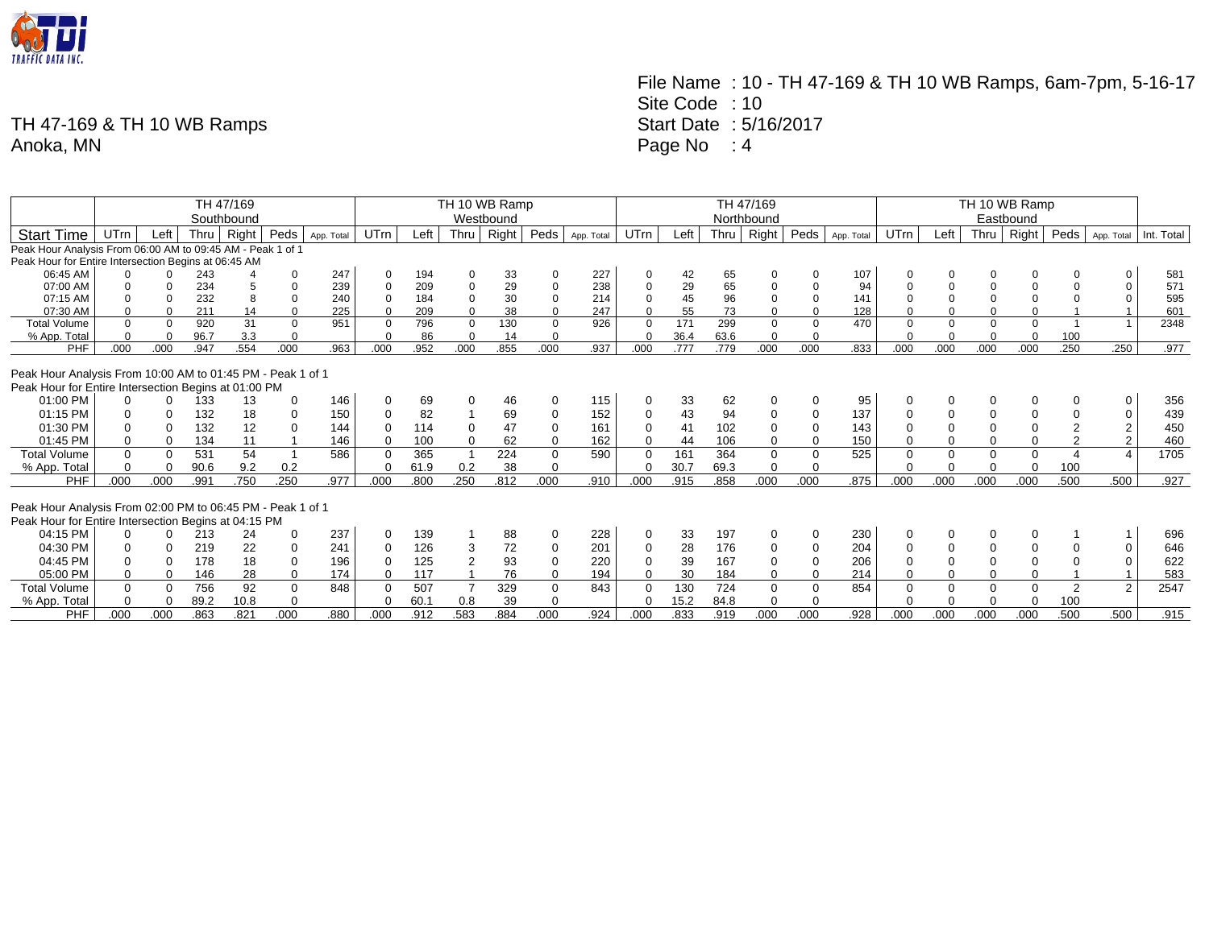TH 47-169 & TH 10 WB Ramps
Anoka, MN

File Name : 10 - TH 47-169 & TH 10 WB Ramps, 6am-7pm, 5-16-17
Site Code : 10
Start Date : 5/16/2017
Page No : 4

| | TH 47/169 Southbound | | | | | | TH 10 WB Ramp Westbound | | | | | | TH 47/169 Northbound | | | | | | TH 10 WB Ramp Eastbound | | | | | | |
|---|---|---|---|---|---|---|---|---|---|---|---|---|---|---|---|---|---|---|---|---|---|---|---|---|---|
| Start Time | UTrn | Left | Thru | Right | Peds | App. Total | UTrn | Left | Thru | Right | Peds | App. Total | UTrn | Left | Thru | Right | Peds | App. Total | UTrn | Left | Thru | Right | Peds | App. Total | Int. Total |
| Peak Hour Analysis From 06:00 AM to 09:45 AM - Peak 1 of 1 | | | | | | | | | | | | | | | | | | | | | | | | | |
| Peak Hour for Entire Intersection Begins at 06:45 AM | | | | | | | | | | | | | | | | | | | | | | | | | |
| 06:45 AM | 0 | 0 | 243 | 4 | 0 | 247 | 0 | 194 | 0 | 33 | 0 | 227 | 0 | 42 | 65 | 0 | 0 | 107 | 0 | 0 | 0 | 0 | 0 | 0 | 581 |
| 07:00 AM | 0 | 0 | 234 | 5 | 0 | 239 | 0 | 209 | 0 | 29 | 0 | 238 | 0 | 29 | 65 | 0 | 0 | 94 | 0 | 0 | 0 | 0 | 0 | 0 | 571 |
| 07:15 AM | 0 | 0 | 232 | 8 | 0 | 240 | 0 | 184 | 0 | 30 | 0 | 214 | 0 | 45 | 96 | 0 | 0 | 141 | 0 | 0 | 0 | 0 | 0 | 0 | 595 |
| 07:30 AM | 0 | 0 | 211 | 14 | 0 | 225 | 0 | 209 | 0 | 38 | 0 | 247 | 0 | 55 | 73 | 0 | 0 | 128 | 0 | 0 | 0 | 0 | 1 | 1 | 601 |
| Total Volume | 0 | 0 | 920 | 31 | 0 | 951 | 0 | 796 | 0 | 130 | 0 | 926 | 0 | 171 | 299 | 0 | 0 | 470 | 0 | 0 | 0 | 0 | 1 | 1 | 2348 |
| % App. Total | 0 | 0 | 96.7 | 3.3 | 0 | | 0 | 86 | 0 | 14 | 0 | | 0 | 36.4 | 63.6 | 0 | 0 | | 0 | 0 | 0 | 0 | 100 | | |
| PHF | .000 | .000 | .947 | .554 | .000 | .963 | .000 | .952 | .000 | .855 | .000 | .937 | .000 | .777 | .779 | .000 | .000 | .833 | .000 | .000 | .000 | .000 | .250 | .250 | .977 |
| Peak Hour Analysis From 10:00 AM to 01:45 PM - Peak 1 of 1 | | | | | | | | | | | | | | | | | | | | | | | | | |
| Peak Hour for Entire Intersection Begins at 01:00 PM | | | | | | | | | | | | | | | | | | | | | | | | | |
| 01:00 PM | 0 | 0 | 133 | 13 | 0 | 146 | 0 | 69 | 0 | 46 | 0 | 115 | 0 | 33 | 62 | 0 | 0 | 95 | 0 | 0 | 0 | 0 | 0 | 0 | 356 |
| 01:15 PM | 0 | 0 | 132 | 18 | 0 | 150 | 0 | 82 | 1 | 69 | 0 | 152 | 0 | 43 | 94 | 0 | 0 | 137 | 0 | 0 | 0 | 0 | 0 | 0 | 439 |
| 01:30 PM | 0 | 0 | 132 | 12 | 0 | 144 | 0 | 114 | 0 | 47 | 0 | 161 | 0 | 41 | 102 | 0 | 0 | 143 | 0 | 0 | 0 | 0 | 2 | 2 | 450 |
| 01:45 PM | 0 | 0 | 134 | 11 | 1 | 146 | 0 | 100 | 0 | 62 | 0 | 162 | 0 | 44 | 106 | 0 | 0 | 150 | 0 | 0 | 0 | 0 | 2 | 2 | 460 |
| Total Volume | 0 | 0 | 531 | 54 | 1 | 586 | 0 | 365 | 1 | 224 | 0 | 590 | 0 | 161 | 364 | 0 | 0 | 525 | 0 | 0 | 0 | 0 | 4 | 4 | 1705 |
| % App. Total | 0 | 0 | 90.6 | 9.2 | 0.2 | | 0 | 61.9 | 0.2 | 38 | 0 | | 0 | 30.7 | 69.3 | 0 | 0 | | 0 | 0 | 0 | 0 | 100 | | |
| PHF | .000 | .000 | .991 | .750 | .250 | .977 | .000 | .800 | .250 | .812 | .000 | .910 | .000 | .915 | .858 | .000 | .000 | .875 | .000 | .000 | .000 | .000 | .500 | .500 | .927 |
| Peak Hour Analysis From 02:00 PM to 06:45 PM - Peak 1 of 1 | | | | | | | | | | | | | | | | | | | | | | | | | |
| Peak Hour for Entire Intersection Begins at 04:15 PM | | | | | | | | | | | | | | | | | | | | | | | | | |
| 04:15 PM | 0 | 0 | 213 | 24 | 0 | 237 | 0 | 139 | 1 | 88 | 0 | 228 | 0 | 33 | 197 | 0 | 0 | 230 | 0 | 0 | 0 | 0 | 1 | 1 | 696 |
| 04:30 PM | 0 | 0 | 219 | 22 | 0 | 241 | 0 | 126 | 3 | 72 | 0 | 201 | 0 | 28 | 176 | 0 | 0 | 204 | 0 | 0 | 0 | 0 | 0 | 0 | 646 |
| 04:45 PM | 0 | 0 | 178 | 18 | 0 | 196 | 0 | 125 | 2 | 93 | 0 | 220 | 0 | 39 | 167 | 0 | 0 | 206 | 0 | 0 | 0 | 0 | 0 | 0 | 622 |
| 05:00 PM | 0 | 0 | 146 | 28 | 0 | 174 | 0 | 117 | 1 | 76 | 0 | 194 | 0 | 30 | 184 | 0 | 0 | 214 | 0 | 0 | 0 | 0 | 1 | 1 | 583 |
| Total Volume | 0 | 0 | 756 | 92 | 0 | 848 | 0 | 507 | 7 | 329 | 0 | 843 | 0 | 130 | 724 | 0 | 0 | 854 | 0 | 0 | 0 | 0 | 2 | 2 | 2547 |
| % App. Total | 0 | 0 | 89.2 | 10.8 | 0 | | 0 | 60.1 | 0.8 | 39 | 0 | | 0 | 15.2 | 84.8 | 0 | 0 | | 0 | 0 | 0 | 0 | 100 | | |
| PHF | .000 | .000 | .863 | .821 | .000 | .880 | .000 | .912 | .583 | .884 | .000 | .924 | .000 | .833 | .919 | .000 | .000 | .928 | .000 | .000 | .000 | .000 | .500 | .500 | .915 |